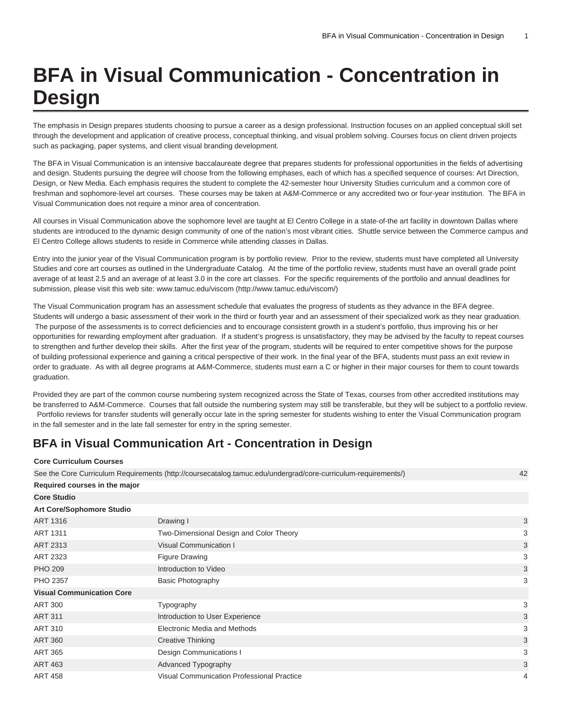# BFA in Visual Communication - Concentration in Design

The emphasis in Design prepares students choosing to pursue a career as a design professional. Instruction focuses on an applied conceptual skill set through the development and application of creative process, conceptual thinking, and visual problem solving. Courses focus on client driven projects such as packaging, paper systems, and client visual branding development.

The BFA in Visual Communication is an intensive baccalaureate degree that prepares students for professional opportunities in the fields of advertising and design. Students pursuing the degree will choose from the following emphases, each of which has a specified sequence of courses: Art Direction, Design, or New Media. Each emphasis requires the student to complete the 42-semester hour University Studies curriculum and a common core of freshman and sophomore-level art courses. These courses may be taken at A&M-Commerce or any accredited two or four-year institution. The BFA in Visual Communication does not require a minor area of concentration.

All courses in Visual Communication above the sophomore level are taught at El Centro College in a state-of-the art facility in downtown Dallas where students are introduced to the dynamic design community of one of the nation's most vibrant cities. Shuttle service between the Commerce campus and El Centro College allows students to reside in Commerce while attending classes in Dallas.

Entry into the junior year of the Visual Communication program is by portfolio review. Prior to the review, students must have completed all University Studies and core art courses as outlined in the Undergraduate Catalog. At the time of the portfolio review, students must have an overall grade point average of at least 2.5 and an average of at least 3.0 in the core art classes. For the specific requirements of the portfolio and annual deadlines for submission, please visit this web site: www.tamuc.edu/viscom (http://www.tamuc.edu/viscom/)

The Visual Communication program has an assessment schedule that evaluates the progress of students as they advance in the BFA degree. Students will undergo a basic assessment of their work in the third or fourth year and an assessment of their specialized work as they near graduation. The purpose of the assessments is to correct deficiencies and to encourage consistent growth in a student's portfolio, thus improving his or her opportunities for rewarding employment after graduation. If a student's progress is unsatisfactory, they may be advised by the faculty to repeat courses to strengthen and further develop their skills. After the first year of the program, students will be required to enter competitive shows for the purpose of building professional experience and gaining a critical perspective of their work. In the final year of the BFA, students must pass an exit review in order to graduate. As with all degree programs at A&M-Commerce, students must earn a C or higher in their major courses for them to count towards graduation.

Provided they are part of the common course numbering system recognized across the State of Texas, courses from other accredited institutions may be transferred to A&M-Commerce. Courses that fall outside the numbering system may still be transferable, but they will be subject to a portfolio review. Portfolio reviews for transfer students will generally occur late in the spring semester for students wishing to enter the Visual Communication program in the fall semester and in the late fall semester for entry in the spring semester.

## BFA in Visual Communication Art - Concentration in Design

| | | |
|---|---|---|
| **Core Curriculum Courses** | | |
| See the Core Curriculum Requirements (http://coursecatalog.tamuc.edu/undergrad/core-curriculum-requirements/) | | 42 |
| **Required courses in the major** | | |
| **Core Studio** | | |
| **Art Core/Sophomore Studio** | | |
| ART 1316 | Drawing I | 3 |
| ART 1311 | Two-Dimensional Design and Color Theory | 3 |
| ART 2313 | Visual Communication I | 3 |
| ART 2323 | Figure Drawing | 3 |
| PHO 209 | Introduction to Video | 3 |
| PHO 2357 | Basic Photography | 3 |
| **Visual Communication Core** | | |
| ART 300 | Typography | 3 |
| ART 311 | Introduction to User Experience | 3 |
| ART 310 | Electronic Media and Methods | 3 |
| ART 360 | Creative Thinking | 3 |
| ART 365 | Design Communications I | 3 |
| ART 463 | Advanced Typography | 3 |
| ART 458 | Visual Communication Professional Practice | 4 |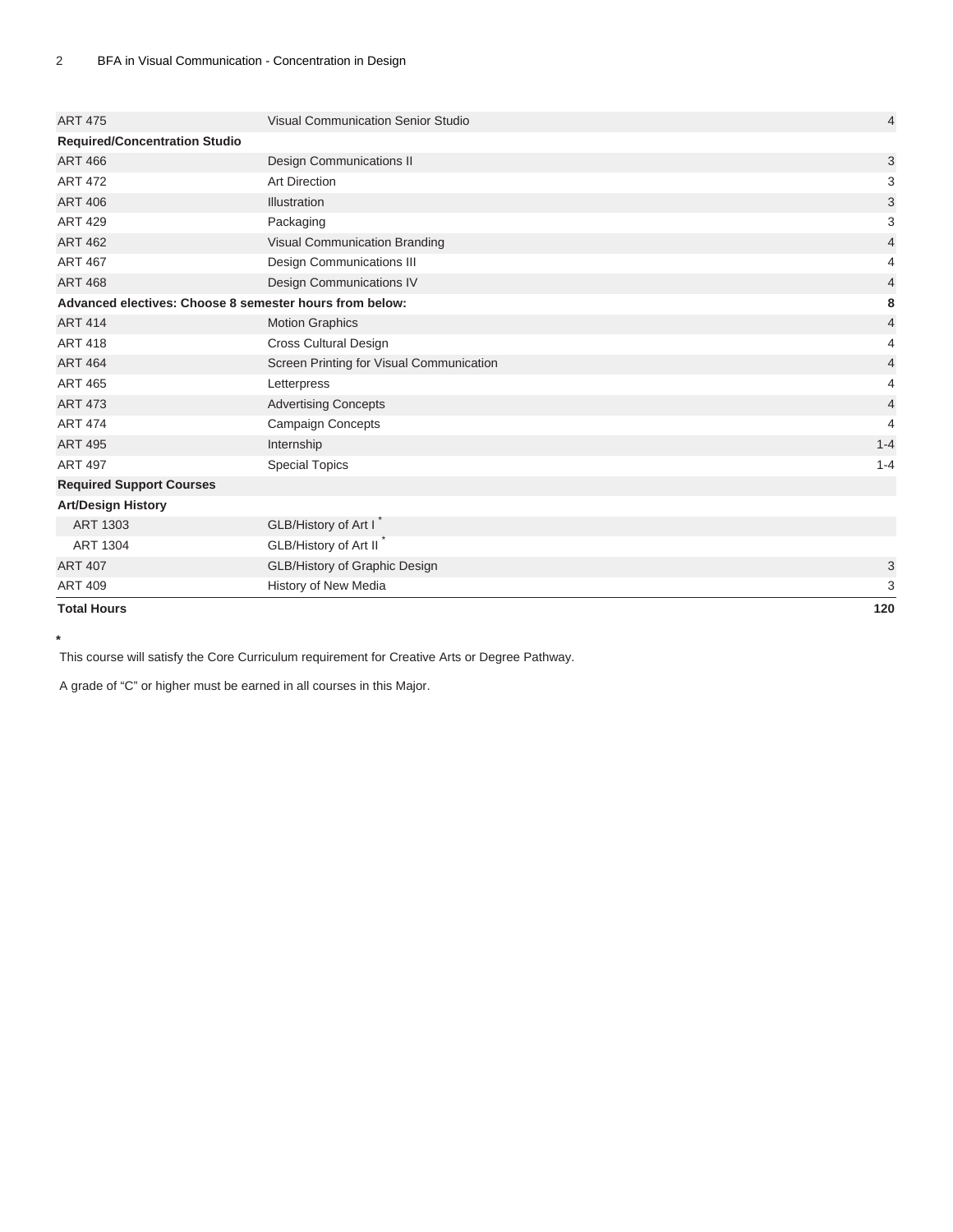| | | |
|---|---|---|
| ART 475 | Visual Communication Senior Studio | 4 |
| **Required/Concentration Studio** | | |
| ART 466 | Design Communications II | 3 |
| ART 472 | Art Direction | 3 |
| ART 406 | Illustration | 3 |
| ART 429 | Packaging | 3 |
| ART 462 | Visual Communication Branding | 4 |
| ART 467 | Design Communications III | 4 |
| ART 468 | Design Communications IV | 4 |
| **Advanced electives: Choose 8 semester hours from below:** | | **8** |
| ART 414 | Motion Graphics | 4 |
| ART 418 | Cross Cultural Design | 4 |
| ART 464 | Screen Printing for Visual Communication | 4 |
| ART 465 | Letterpress | 4 |
| ART 473 | Advertising Concepts | 4 |
| ART 474 | Campaign Concepts | 4 |
| ART 495 | Internship | 1-4 |
| ART 497 | Special Topics | 1-4 |
| **Required Support Courses** | | |
| **Art/Design History** | | |
| ART 1303 | GLB/History of Art I * | |
| ART 1304 | GLB/History of Art II * | |
| ART 407 | GLB/History of Graphic Design | 3 |
| ART 409 | History of New Media | 3 |
| **Total Hours** | | **120** |

*

This course will satisfy the Core Curriculum requirement for Creative Arts or Degree Pathway.

A grade of “C” or higher must be earned in all courses in this Major.